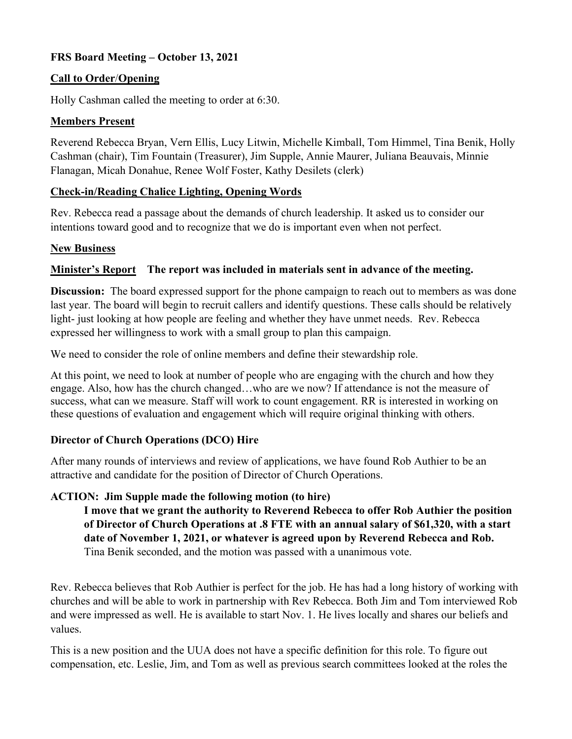**FRS Board Meeting – October 13, 2021**

**Call to Order/Opening**

Holly Cashman called the meeting to order at 6:30.

**Members Present**

Reverend Rebecca Bryan, Vern Ellis, Lucy Litwin, Michelle Kimball, Tom Himmel, Tina Benik, Holly Cashman (chair), Tim Fountain (Treasurer), Jim Supple, Annie Maurer, Juliana Beauvais, Minnie Flanagan, Micah Donahue, Renee Wolf Foster, Kathy Desilets (clerk)

**Check-in/Reading Chalice Lighting, Opening Words**

Rev. Rebecca read a passage about the demands of church leadership. It asked us to consider our intentions toward good and to recognize that we do is important even when not perfect.

**New Business**

**Minister's Report** **The report was included in materials sent in advance of the meeting.**

**Discussion:** The board expressed support for the phone campaign to reach out to members as was done last year. The board will begin to recruit callers and identify questions. These calls should be relatively light- just looking at how people are feeling and whether they have unmet needs. Rev. Rebecca expressed her willingness to work with a small group to plan this campaign.

We need to consider the role of online members and define their stewardship role.

At this point, we need to look at number of people who are engaging with the church and how they engage. Also, how has the church changed…who are we now? If attendance is not the measure of success, what can we measure. Staff will work to count engagement. RR is interested in working on these questions of evaluation and engagement which will require original thinking with others.

**Director of Church Operations (DCO) Hire**

After many rounds of interviews and review of applications, we have found Rob Authier to be an attractive and candidate for the position of Director of Church Operations.

**ACTION: Jim Supple made the following motion (to hire)**

> **I move that we grant the authority to Reverend Rebecca to offer Rob Authier the position of Director of Church Operations at .8 FTE with an annual salary of $61,320, with a start date of November 1, 2021, or whatever is agreed upon by Reverend Rebecca and Rob.**
> Tina Benik seconded, and the motion was passed with a unanimous vote.

Rev. Rebecca believes that Rob Authier is perfect for the job. He has had a long history of working with churches and will be able to work in partnership with Rev Rebecca. Both Jim and Tom interviewed Rob and were impressed as well. He is available to start Nov. 1. He lives locally and shares our beliefs and values.

This is a new position and the UUA does not have a specific definition for this role. To figure out compensation, etc. Leslie, Jim, and Tom as well as previous search committees looked at the roles the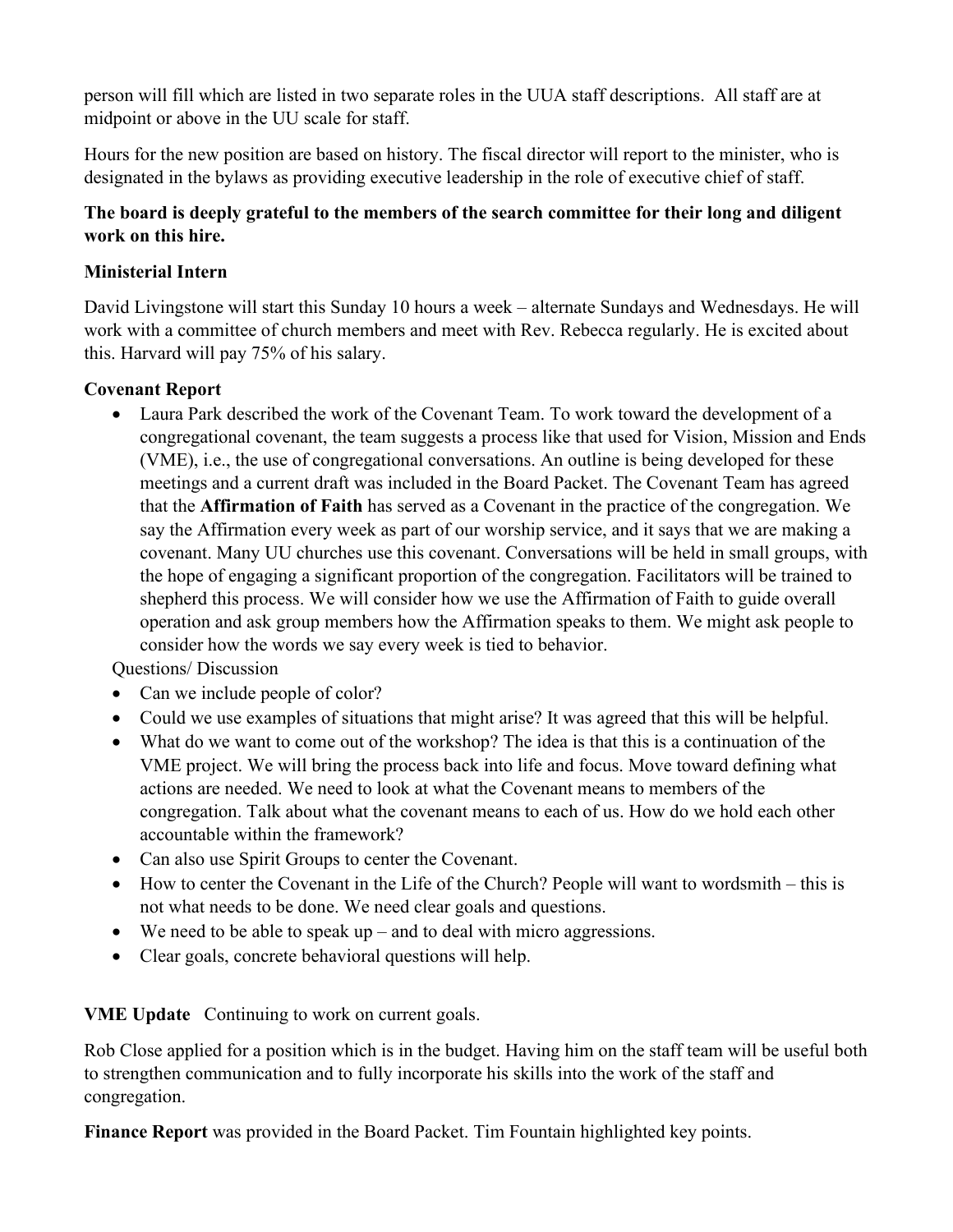person will fill which are listed in two separate roles in the UUA staff descriptions. All staff are at midpoint or above in the UU scale for staff.

Hours for the new position are based on history. The fiscal director will report to the minister, who is designated in the bylaws as providing executive leadership in the role of executive chief of staff.

**The board is deeply grateful to the members of the search committee for their long and diligent work on this hire.**

**Ministerial Intern**

David Livingstone will start this Sunday 10 hours a week – alternate Sundays and Wednesdays. He will work with a committee of church members and meet with Rev. Rebecca regularly. He is excited about this. Harvard will pay 75% of his salary.

**Covenant Report**

- Laura Park described the work of the Covenant Team. To work toward the development of a congregational covenant, the team suggests a process like that used for Vision, Mission and Ends (VME), i.e., the use of congregational conversations. An outline is being developed for these meetings and a current draft was included in the Board Packet. The Covenant Team has agreed that the **Affirmation of Faith** has served as a Covenant in the practice of the congregation. We say the Affirmation every week as part of our worship service, and it says that we are making a covenant. Many UU churches use this covenant. Conversations will be held in small groups, with the hope of engaging a significant proportion of the congregation. Facilitators will be trained to shepherd this process. We will consider how we use the Affirmation of Faith to guide overall operation and ask group members how the Affirmation speaks to them. We might ask people to consider how the words we say every week is tied to behavior.

Questions/ Discussion

- Can we include people of color?
- Could we use examples of situations that might arise? It was agreed that this will be helpful.
- What do we want to come out of the workshop? The idea is that this is a continuation of the VME project. We will bring the process back into life and focus. Move toward defining what actions are needed. We need to look at what the Covenant means to members of the congregation. Talk about what the covenant means to each of us. How do we hold each other accountable within the framework?
- Can also use Spirit Groups to center the Covenant.
- How to center the Covenant in the Life of the Church? People will want to wordsmith – this is not what needs to be done. We need clear goals and questions.
- We need to be able to speak up – and to deal with micro aggressions.
- Clear goals, concrete behavioral questions will help.

**VME Update** Continuing to work on current goals.

Rob Close applied for a position which is in the budget. Having him on the staff team will be useful both to strengthen communication and to fully incorporate his skills into the work of the staff and congregation.

**Finance Report** was provided in the Board Packet. Tim Fountain highlighted key points.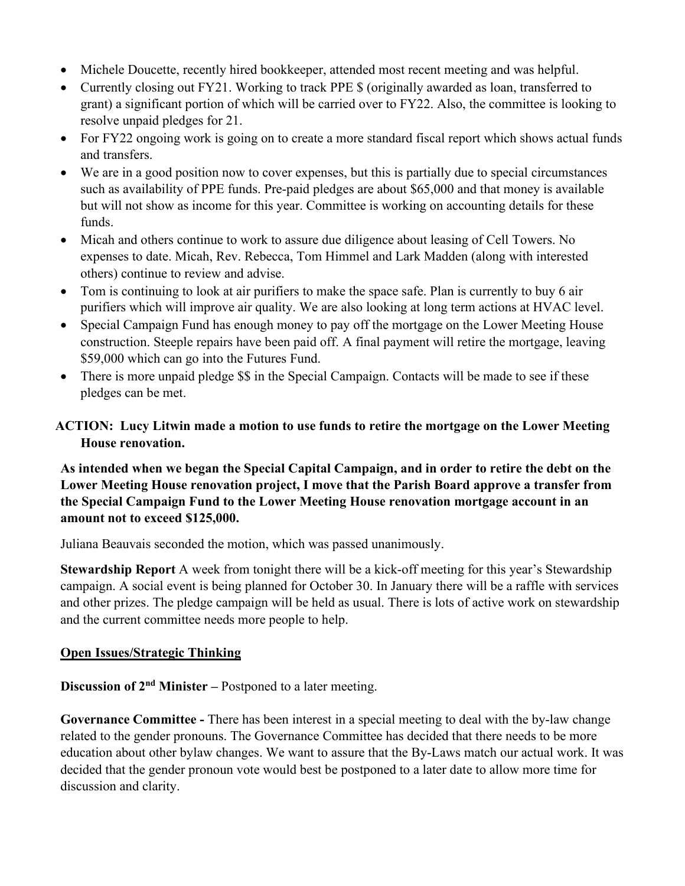- Michele Doucette, recently hired bookkeeper, attended most recent meeting and was helpful.
- Currently closing out FY21. Working to track PPE $ (originally awarded as loan, transferred to grant) a significant portion of which will be carried over to FY22. Also, the committee is looking to resolve unpaid pledges for 21.
- For FY22 ongoing work is going on to create a more standard fiscal report which shows actual funds and transfers.
- We are in a good position now to cover expenses, but this is partially due to special circumstances such as availability of PPE funds. Pre-paid pledges are about $65,000 and that money is available but will not show as income for this year. Committee is working on accounting details for these funds.
- Micah and others continue to work to assure due diligence about leasing of Cell Towers. No expenses to date. Micah, Rev. Rebecca, Tom Himmel and Lark Madden (along with interested others) continue to review and advise.
- Tom is continuing to look at air purifiers to make the space safe. Plan is currently to buy 6 air purifiers which will improve air quality. We are also looking at long term actions at HVAC level.
- Special Campaign Fund has enough money to pay off the mortgage on the Lower Meeting House construction. Steeple repairs have been paid off. A final payment will retire the mortgage, leaving $59,000 which can go into the Futures Fund.
- There is more unpaid pledge $$ in the Special Campaign. Contacts will be made to see if these pledges can be met.

**ACTION: Lucy Litwin made a motion to use funds to retire the mortgage on the Lower Meeting House renovation.**

**As intended when we began the Special Capital Campaign, and in order to retire the debt on the Lower Meeting House renovation project, I move that the Parish Board approve a transfer from the Special Campaign Fund to the Lower Meeting House renovation mortgage account in an amount not to exceed $125,000.**

Juliana Beauvais seconded the motion, which was passed unanimously.

**Stewardship Report** A week from tonight there will be a kick-off meeting for this year's Stewardship campaign. A social event is being planned for October 30. In January there will be a raffle with services and other prizes. The pledge campaign will be held as usual. There is lots of active work on stewardship and the current committee needs more people to help.

**Open Issues/Strategic Thinking**

**Discussion of 2nd Minister –** Postponed to a later meeting.

**Governance Committee -** There has been interest in a special meeting to deal with the by-law change related to the gender pronouns. The Governance Committee has decided that there needs to be more education about other bylaw changes. We want to assure that the By-Laws match our actual work. It was decided that the gender pronoun vote would best be postponed to a later date to allow more time for discussion and clarity.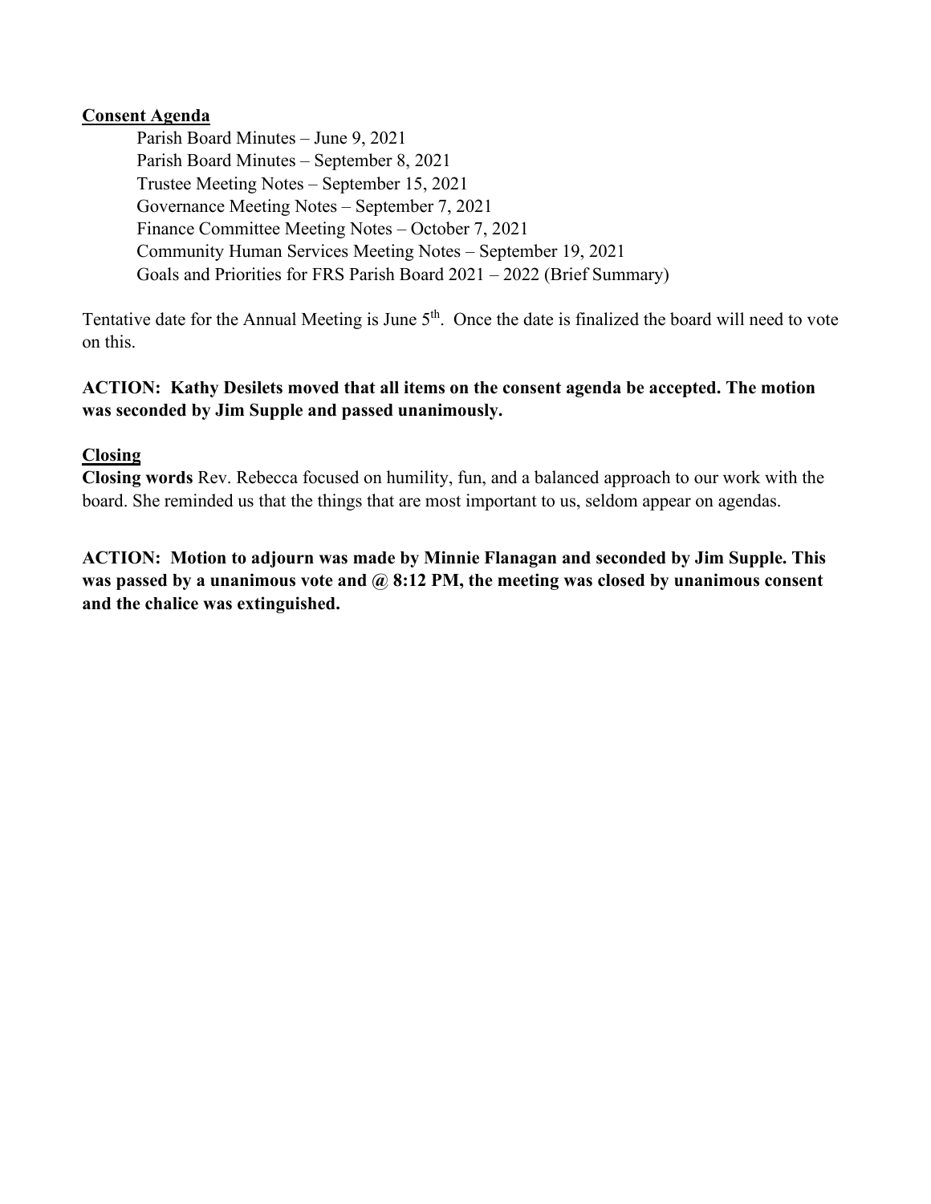**Consent Agenda**

Parish Board Minutes – June 9, 2021
Parish Board Minutes – September 8, 2021
Trustee Meeting Notes – September 15, 2021
Governance Meeting Notes – September 7, 2021
Finance Committee Meeting Notes – October 7, 2021
Community Human Services Meeting Notes – September 19, 2021
Goals and Priorities for FRS Parish Board 2021 – 2022 (Brief Summary)

Tentative date for the Annual Meeting is June 5th. Once the date is finalized the board will need to vote on this.

**ACTION: Kathy Desilets moved that all items on the consent agenda be accepted. The motion was seconded by Jim Supple and passed unanimously.**

**Closing**

**Closing words** Rev. Rebecca focused on humility, fun, and a balanced approach to our work with the board. She reminded us that the things that are most important to us, seldom appear on agendas.

**ACTION: Motion to adjourn was made by Minnie Flanagan and seconded by Jim Supple. This was passed by a unanimous vote and @ 8:12 PM, the meeting was closed by unanimous consent and the chalice was extinguished.**